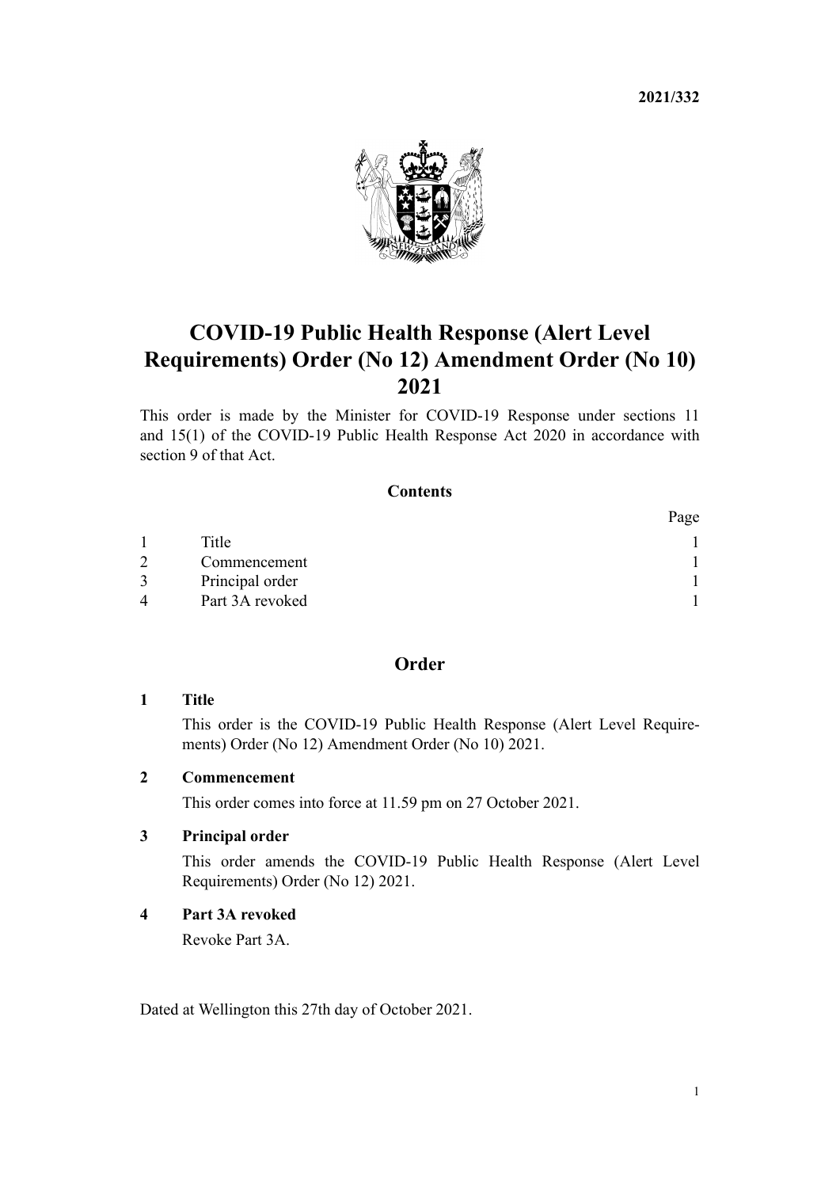**2021/332**

# COVID-19 Public Health Response (Alert Level Requirements) Order (No 12) Amendment Order (No 10) 2021

This order is made by the Minister for COVID-19 Response under sections 11 and 15(1) of the COVID-19 Public Health Response Act 2020 in accordance with section 9 of that Act.

## Contents

| | | Page |
|---|---|---|
| 1 | Title | 1 |
| 2 | Commencement | 1 |
| 3 | Principal order | 1 |
| 4 | Part 3A revoked | 1 |

## Order

### 1 Title

This order is the COVID-19 Public Health Response (Alert Level Requirements) Order (No 12) Amendment Order (No 10) 2021.

### 2 Commencement

This order comes into force at 11.59 pm on 27 October 2021.

### 3 Principal order

This order amends the COVID-19 Public Health Response (Alert Level Requirements) Order (No 12) 2021.

### 4 Part 3A revoked

Revoke Part 3A.

Dated at Wellington this 27th day of October 2021.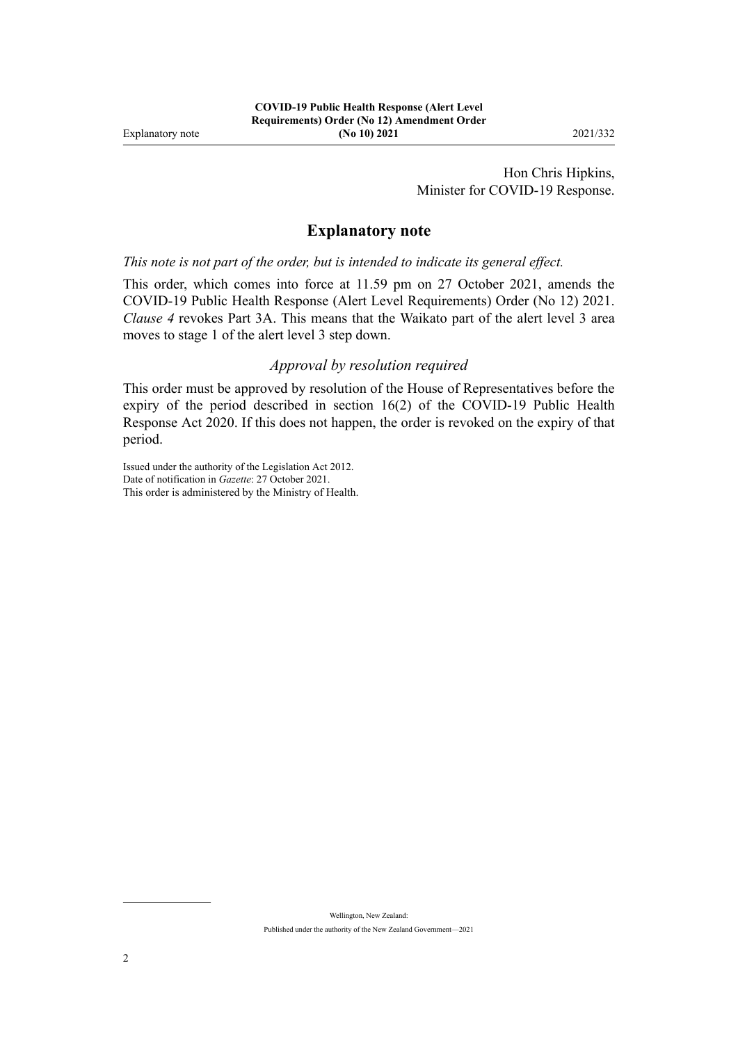Hon Chris Hipkins,
Minister for COVID-19 Response.

## Explanatory note

*This note is not part of the order, but is intended to indicate its general effect.*

This order, which comes into force at 11.59 pm on 27 October 2021, amends the COVID-19 Public Health Response (Alert Level Requirements) Order (No 12) 2021. *Clause 4* revokes Part 3A. This means that the Waikato part of the alert level 3 area moves to stage 1 of the alert level 3 step down.

### *Approval by resolution required*

This order must be approved by resolution of the House of Representatives before the expiry of the period described in section 16(2) of the COVID-19 Public Health Response Act 2020. If this does not happen, the order is revoked on the expiry of that period.

Issued under the authority of the Legislation Act 2012.
Date of notification in *Gazette*: 27 October 2021.
This order is administered by the Ministry of Health.

Wellington, New Zealand:
Published under the authority of the New Zealand Government—2021